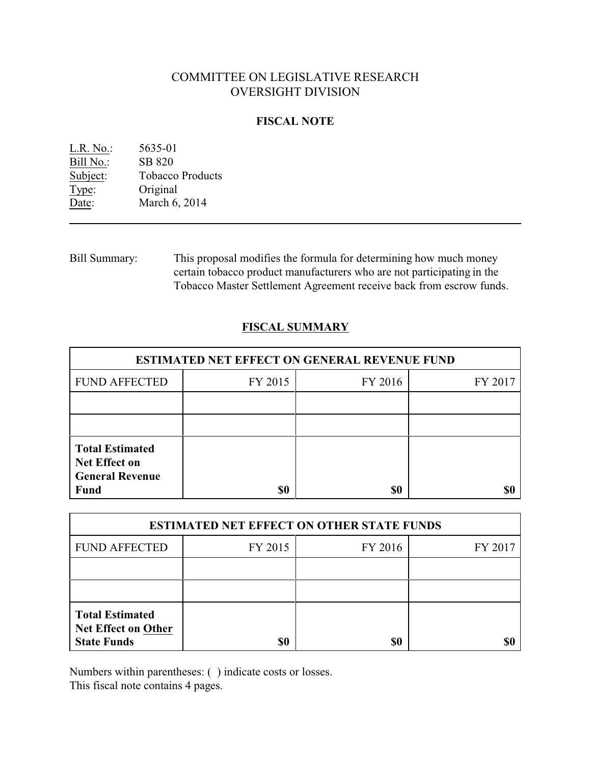# COMMITTEE ON LEGISLATIVE RESEARCH
# OVERSIGHT DIVISION

## FISCAL NOTE

L.R. No.: 5635-01
Bill No.: SB 820
Subject: Tobacco Products
Type: Original
Date: March 6, 2014

---

Bill Summary: This proposal modifies the formula for determining how much money certain tobacco product manufacturers who are not participating in the Tobacco Master Settlement Agreement receive back from escrow funds.

## FISCAL SUMMARY

| ESTIMATED NET EFFECT ON GENERAL REVENUE FUND | | | |
|---|---|---|---|
| FUND AFFECTED | FY 2015 | FY 2016 | FY 2017 |
| | | | |
| | | | |
| **Total Estimated Net Effect on General Revenue Fund** | **$0** | **$0** | **$0** |

| ESTIMATED NET EFFECT ON OTHER STATE FUNDS | | | |
|---|---|---|---|
| FUND AFFECTED | FY 2015 | FY 2016 | FY 2017 |
| | | | |
| | | | |
| **Total Estimated Net Effect on Other State Funds** | **$0** | **$0** | **$0** |

Numbers within parentheses: ( ) indicate costs or losses.
This fiscal note contains 4 pages.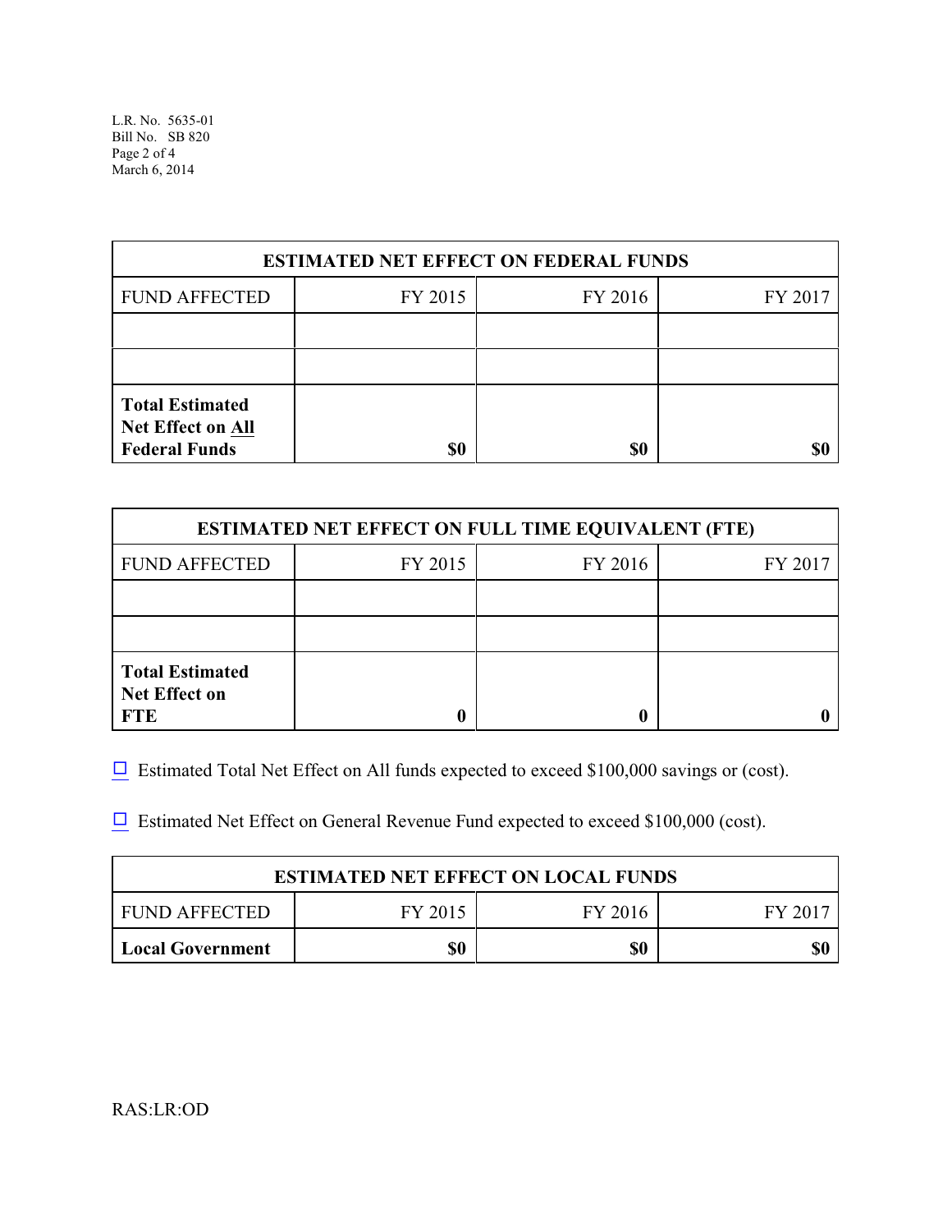| ESTIMATED NET EFFECT ON FEDERAL FUNDS | | | |
|---|---|---|---|
| FUND AFFECTED | FY 2015 | FY 2016 | FY 2017 |
| | | | |
| | | | |
| **Total Estimated Net Effect on All Federal Funds** | **$0** | **$0** | **$0** |

| ESTIMATED NET EFFECT ON FULL TIME EQUIVALENT (FTE) | | | |
|---|---|---|---|
| FUND AFFECTED | FY 2015 | FY 2016 | FY 2017 |
| | | | |
| | | | |
| **Total Estimated Net Effect on FTE** | **0** | **0** | **0** |

☐ Estimated Total Net Effect on All funds expected to exceed $100,000 savings or (cost).

☐ Estimated Net Effect on General Revenue Fund expected to exceed $100,000 (cost).

| ESTIMATED NET EFFECT ON LOCAL FUNDS | | | |
|---|---|---|---|
| FUND AFFECTED | FY 2015 | FY 2016 | FY 2017 |
| **Local Government** | **$0** | **$0** | **$0** |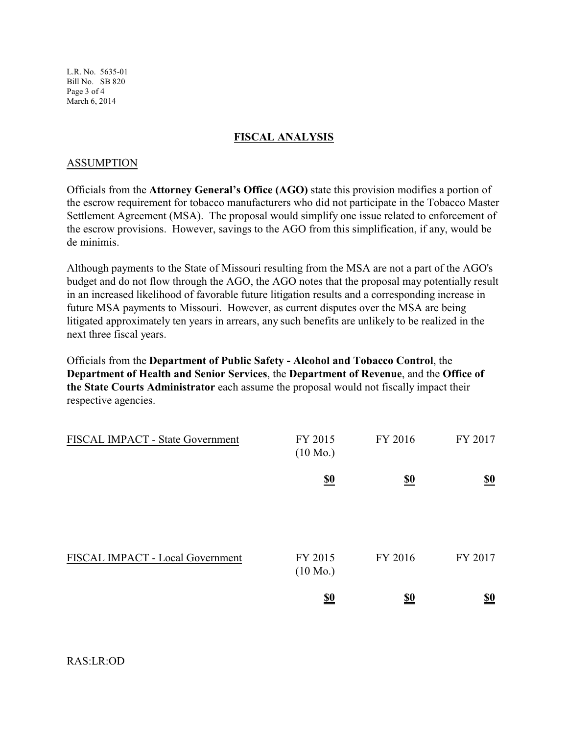## FISCAL ANALYSIS

### ASSUMPTION

Officials from the **Attorney General's Office (AGO)** state this provision modifies a portion of the escrow requirement for tobacco manufacturers who did not participate in the Tobacco Master Settlement Agreement (MSA). The proposal would simplify one issue related to enforcement of the escrow provisions. However, savings to the AGO from this simplification, if any, would be de minimis.

Although payments to the State of Missouri resulting from the MSA are not a part of the AGO's budget and do not flow through the AGO, the AGO notes that the proposal may potentially result in an increased likelihood of favorable future litigation results and a corresponding increase in future MSA payments to Missouri. However, as current disputes over the MSA are being litigated approximately ten years in arrears, any such benefits are unlikely to be realized in the next three fiscal years.

Officials from the **Department of Public Safety - Alcohol and Tobacco Control**, the **Department of Health and Senior Services**, the **Department of Revenue**, and the **Office of the State Courts Administrator** each assume the proposal would not fiscally impact their respective agencies.

| FISCAL IMPACT - State Government | FY 2015 (10 Mo.) | FY 2016 | FY 2017 |
|---|---|---|---|
| | **$0** | **$0** | **$0** |

| FISCAL IMPACT - Local Government | FY 2015 (10 Mo.) | FY 2016 | FY 2017 |
|---|---|---|---|
| | **$0** | **$0** | **$0** |

RAS:LR:OD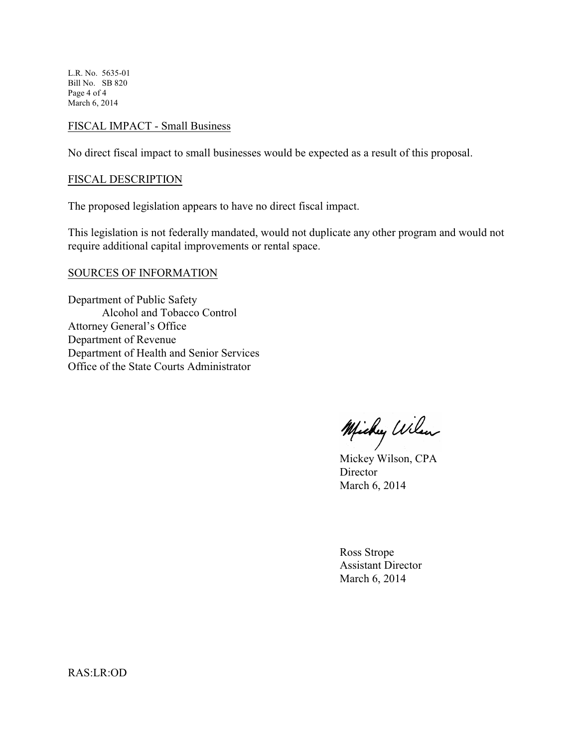FISCAL IMPACT - Small Business

No direct fiscal impact to small businesses would be expected as a result of this proposal.

FISCAL DESCRIPTION

The proposed legislation appears to have no direct fiscal impact.

This legislation is not federally mandated, would not duplicate any other program and would not require additional capital improvements or rental space.

SOURCES OF INFORMATION

Department of Public Safety
    Alcohol and Tobacco Control
Attorney General's Office
Department of Revenue
Department of Health and Senior Services
Office of the State Courts Administrator

Mickey Wilson, CPA
Director
March 6, 2014

Ross Strope
Assistant Director
March 6, 2014

RAS:LR:OD